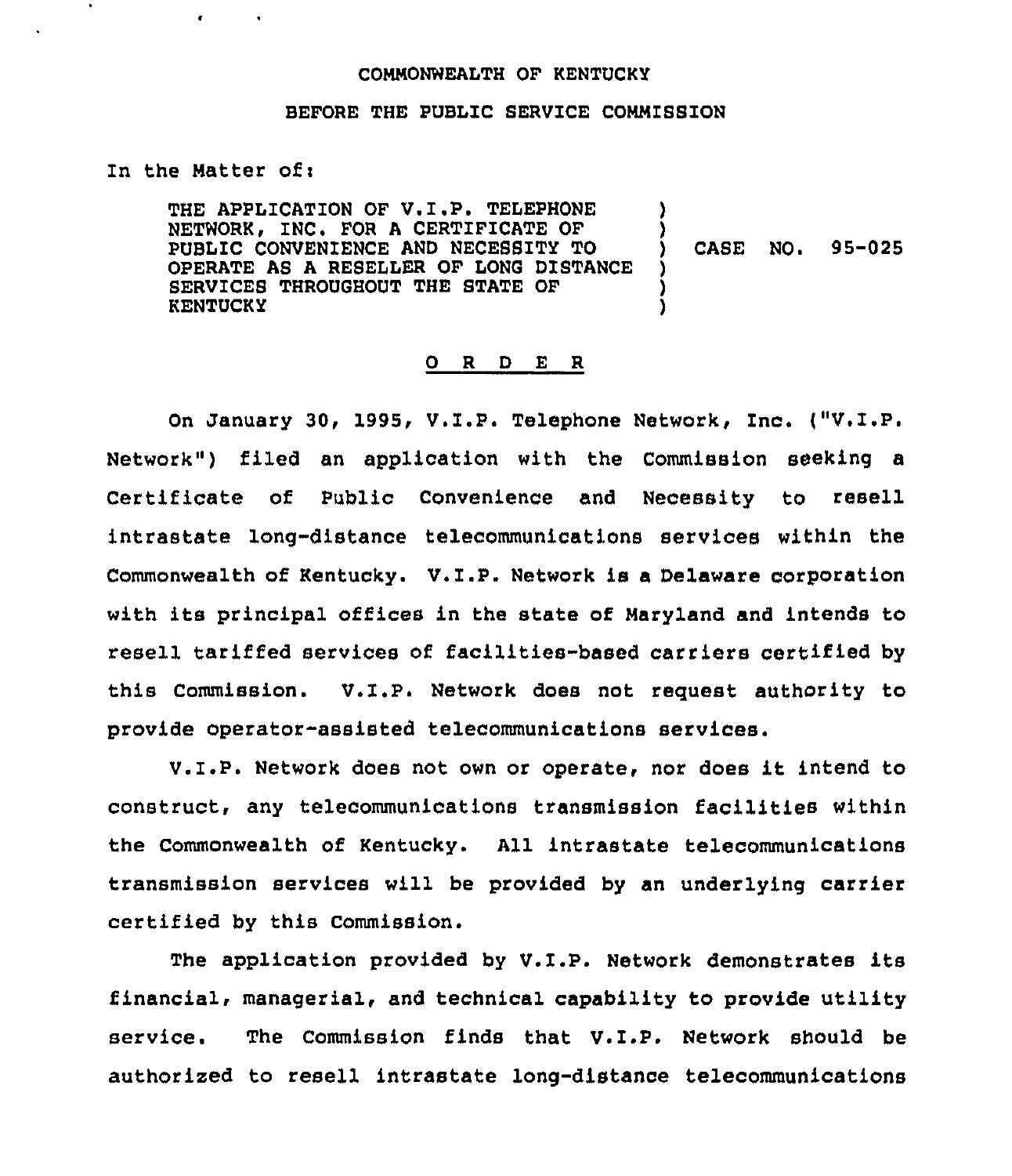COMMONWEALTH OF KENTUCKY

BEFORE THE PUBLIC SERVICE COMMISSION

In the Matter of:

THE APPLICATION OF V.I.P. TELEPHONE NETWORK, INC. FOR A CERTIFICATE OF PUBLIC CONVENIENCE AND NECESSITY TO OPERATE AS A RESELLER OF LONG DISTANCE SERVICES THROUGHOUT THE STATE OF KENTUCKY ) CASE NO. 95-025

# O R D E R

On January 30, 1995, V.I.P. Telephone Network, Inc. ("V.I.P. Network") filed an application with the Commission seeking a Certificate of Public Convenience and Necessity to resell intrastate long-distance telecommunications services within the Commonwealth of Kentucky. V.I.P. Network is a Delaware corporation with its principal offices in the state of Maryland and intends to resell tariffed services of facilities-based carriers certified by this Commission. V.I.P. Network does not request authority to provide operator-assisted telecommunications services.

V.I.P. Network does not own or operate, nor does it intend to construct, any telecommunications transmission facilities within the Commonwealth of Kentucky. All intrastate telecommunications transmission services will be provided by an underlying carrier certified by this Commission.

The application provided by V.I.P. Network demonstrates its financial, managerial, and technical capability to provide utility service. The Commission finds that V.I.P. Network should be authorized to resell intrastate long-distance telecommunications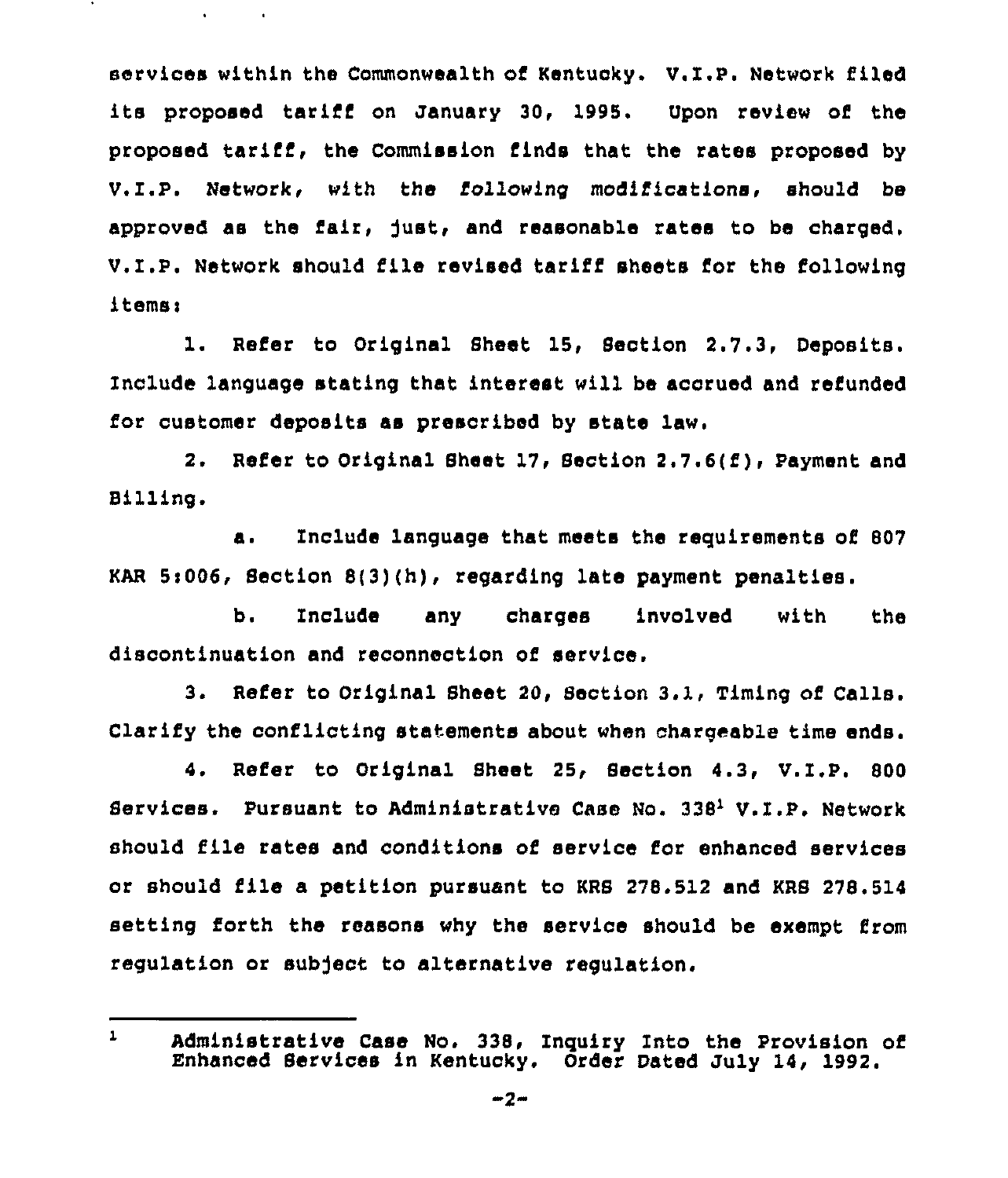services within the Commonwealth of Kentucky. V.I.P. Network filed its proposed tariff on January 30, 1995. Upon review of the proposed tariff, the Commission finds that the rates proposed by V.I.P. Network, with the following modifications, should be approved as the fair, just, and reasonable rates to be charged. V.I.P. Network should file revised tariff sheets for the following items:

1. Refer to Original Sheet 15, Section 2.7.3, Deposits. Include language stating that interest will be accrued and refunded for customer deposits as prescribed by state law.

2. Refer to Original Sheet 17, Section 2.7.6(f), Payment and Billing.

   a. Include language that meets the requirements of 807 KAR 5:006, Section 8(3)(h), regarding late payment penalties.

   b. Include any charges involved with the discontinuation and reconnection of service.

3. Refer to Original Sheet 20, Section 3.1, Timing of Calls. Clarify the conflicting statements about when chargeable time ends.

4. Refer to Original Sheet 25, Section 4.3, V.I.P. 800 Services. Pursuant to Administrative Case No. 338[1] V.I.P. Network should file rates and conditions of service for enhanced services or should file a petition pursuant to KRS 278.512 and KRS 278.514 setting forth the reasons why the service should be exempt from regulation or subject to alternative regulation.

---

[1] Administrative Case No. 338, Inquiry Into the Provision of Enhanced Services in Kentucky. Order Dated July 14, 1992.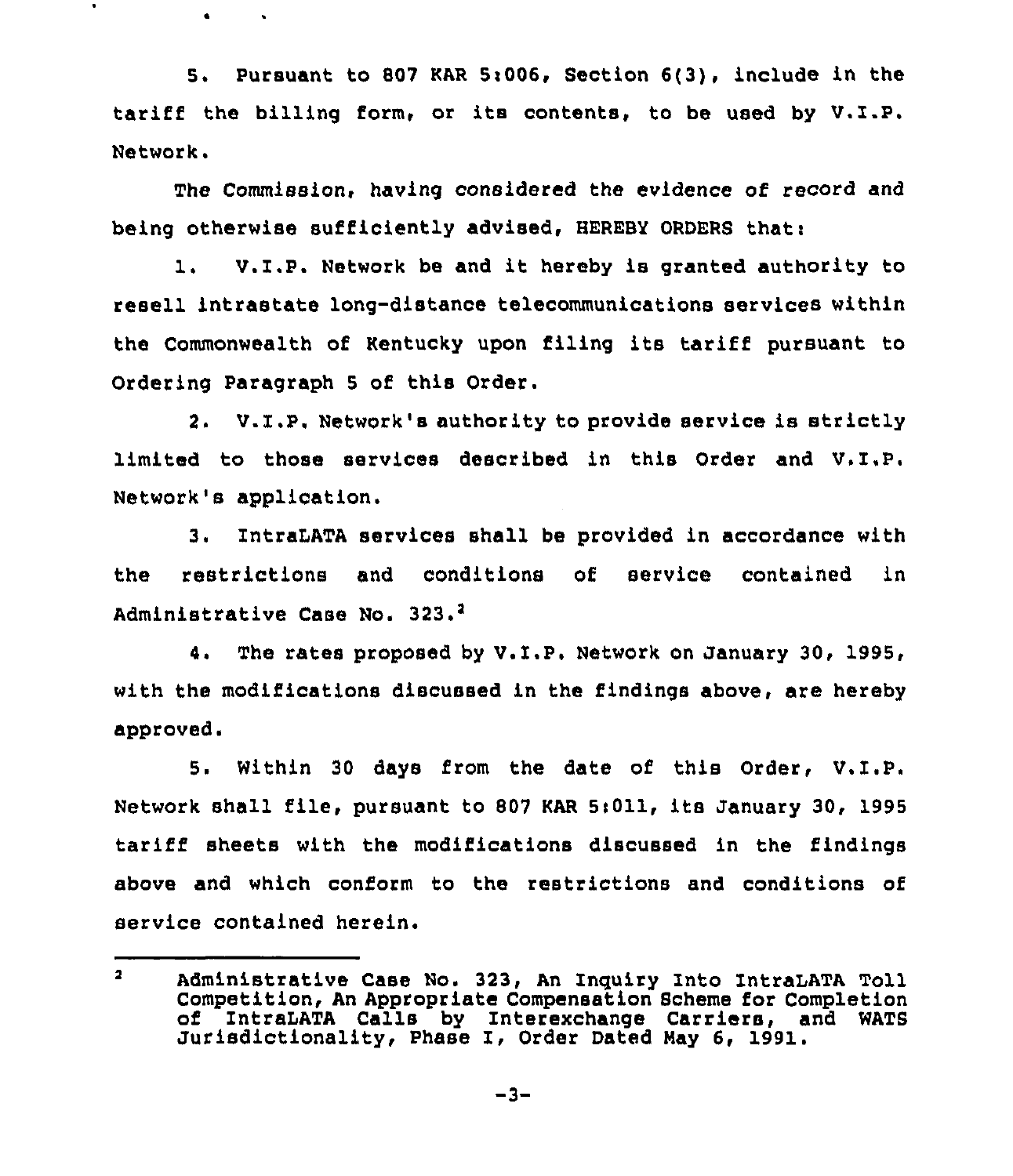5. Pursuant to 807 KAR 5:006, Section 6(3), include in the tariff the billing form, or its contents, to be used by V.I.P. Network.

The Commission, having considered the evidence of record and being otherwise sufficiently advised, HEREBY ORDERS that:

1. V.I.P. Network be and it hereby is granted authority to resell intrastate long-distance telecommunications services within the Commonwealth of Kentucky upon filing its tariff pursuant to Ordering Paragraph 5 of this Order.

2. V.I.P. Network's authority to provide service is strictly limited to those services described in this Order and V.I.P. Network's application.

3. IntraLATA services shall be provided in accordance with the restrictions and conditions of service contained in Administrative Case No. 323.[2]

4. The rates proposed by V.I.P. Network on January 30, 1995, with the modifications discussed in the findings above, are hereby approved.

5. Within 30 days from the date of this Order, V.I.P. Network shall file, pursuant to 807 KAR 5:011, its January 30, 1995 tariff sheets with the modifications discussed in the findings above and which conform to the restrictions and conditions of service contained herein.

---

[2] Administrative Case No. 323, An Inquiry Into IntraLATA Toll Competition, An Appropriate Compensation Scheme for Completion of IntraLATA Calls by Interexchange Carriers, and WATS Jurisdictionality, Phase I, Order Dated May 6, 1991.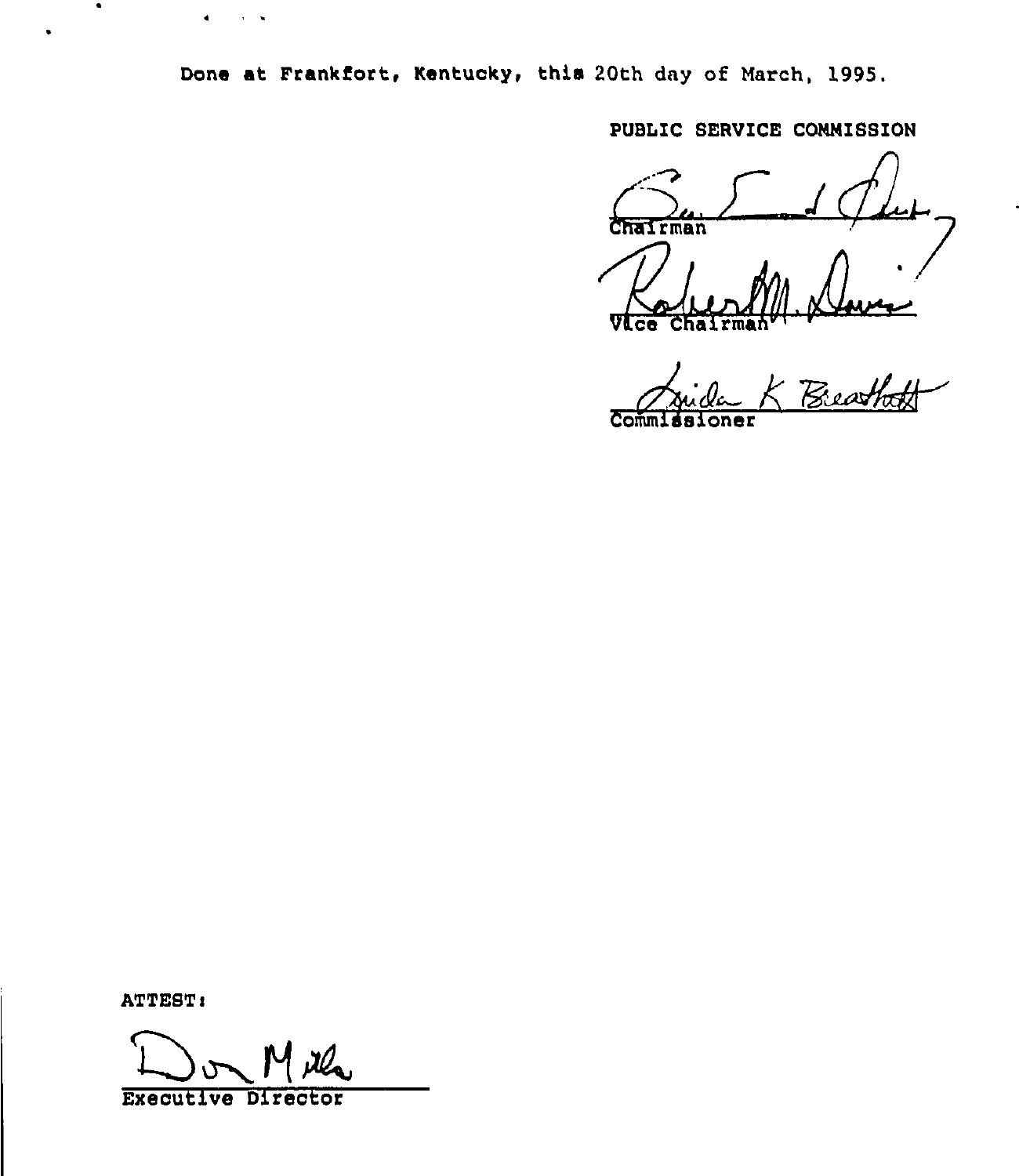Done at Frankfort, Kentucky, this 20th day of March, 1995.

PUBLIC SERVICE COMMISSION

Chairman

Vice Chairman

Commissioner

ATTEST:

Executive Director